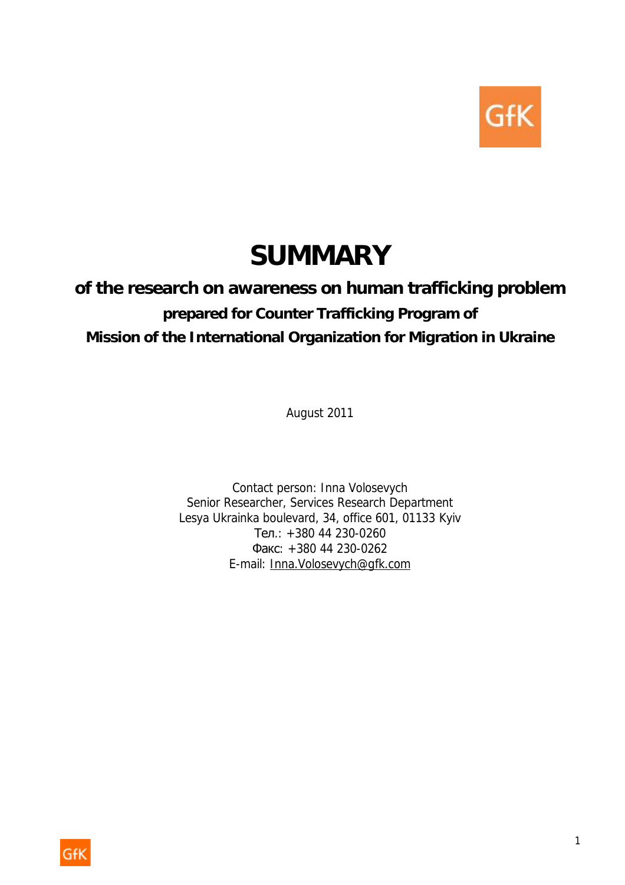# SUMMARY

## of the research on awareness on human trafficking problem

### prepared for Counter Trafficking Program of

### Mission of the International Organization for Migration in Ukraine

August 2011

Contact person: Inna Volosevych
Senior Researcher, Services Research Department
Lesya Ukrainka boulevard, 34, office 601, 01133 Kyiv
Тел.: +380 44 230-0260
Факс: +380 44 230-0262
E-mail: Inna.Volosevych@gfk.com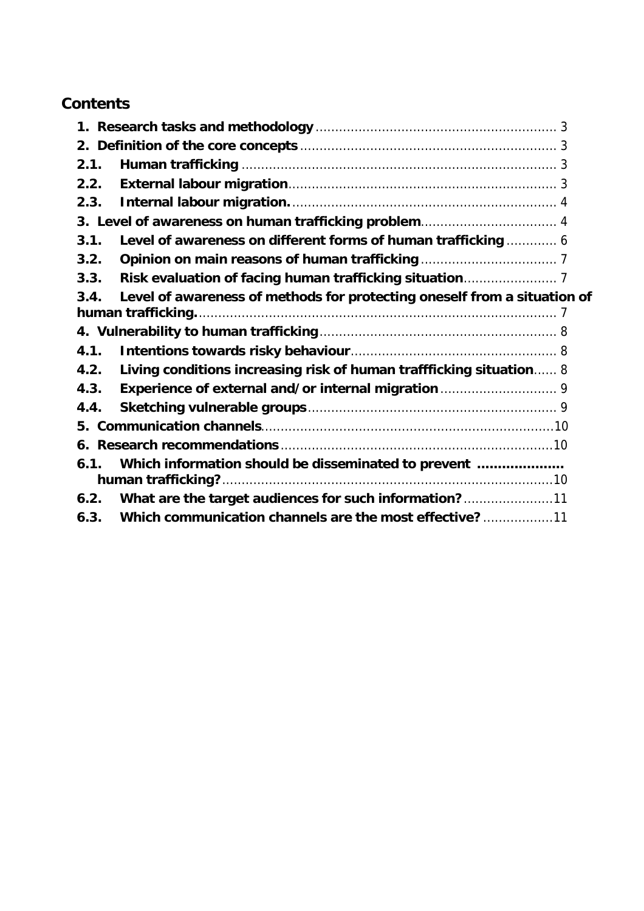## Contents

1. **Research tasks and methodology** ............................................................ 3
2. **Definition of the core concepts** ................................................................ 3

**2.1. Human trafficking** ................................................................................ 3

**2.2. External labour migration** .................................................................... 3

**2.3. Internal labour migration.** ................................................................... 4

3. **Level of awareness on human trafficking problem** .................................. 4

**3.1. Level of awareness on different forms of human trafficking** ............ 6

**3.2. Opinion on main reasons of human trafficking** ................................... 7

**3.3. Risk evaluation of facing human trafficking situation** ........................ 7

**3.4. Level of awareness of methods for protecting oneself from a situation of human trafficking.** ........................................................................................... 7

4. **Vulnerability to human trafficking** ............................................................ 8

**4.1. Intentions towards risky behaviour** .................................................... 8

**4.2. Living conditions increasing risk of human traffficking situation** ...... 8

**4.3. Experience of external and/or internal migration** .............................. 9

**4.4. Sketching vulnerable groups** ............................................................... 9

5. **Communication channels** .......................................................................... 10
6. **Research recommendations** ..................................................................... 10

**6.1. Which information should be disseminated to prevent human trafficking?** .................................................................................... 10

**6.2. What are the target audiences for such information?** ....................... 11

**6.3. Which communication channels are the most effective?** ................. 11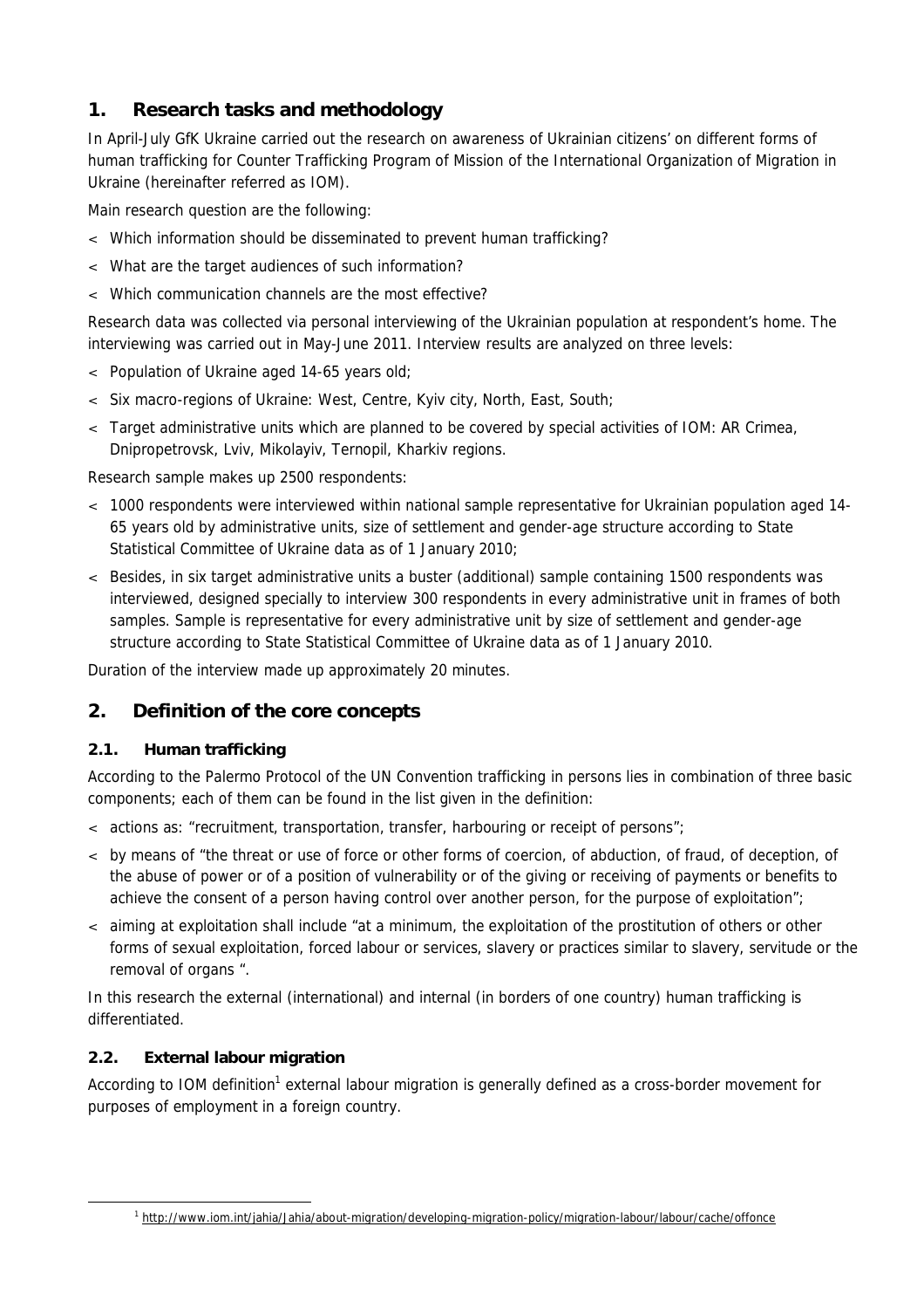## 1. Research tasks and methodology

In April-July GfK Ukraine carried out the research on awareness of Ukrainian citizens' on different forms of human trafficking for Counter Trafficking Program of Mission of the International Organization of Migration in Ukraine (hereinafter referred as IOM).

Main research question are the following:

- Which information should be disseminated to prevent human trafficking?
- What are the target audiences of such information?
- Which communication channels are the most effective?

Research data was collected via personal interviewing of the Ukrainian population at respondent's home. The interviewing was carried out in May-June 2011. Interview results are analyzed on three levels:

- Population of Ukraine aged 14-65 years old;
- Six macro-regions of Ukraine: West, Centre, Kyiv city, North, East, South;
- Target administrative units which are planned to be covered by special activities of IOM: AR Crimea, Dnipropetrovsk, Lviv, Mikolayiv, Ternopil, Kharkiv regions.

Research sample makes up 2500 respondents:

- 1000 respondents were interviewed within national sample representative for Ukrainian population aged 14-65 years old by administrative units, size of settlement and gender-age structure according to State Statistical Committee of Ukraine data as of 1 January 2010;
- Besides, in six target administrative units a buster (additional) sample containing 1500 respondents was interviewed, designed specially to interview 300 respondents in every administrative unit in frames of both samples. Sample is representative for every administrative unit by size of settlement and gender-age structure according to State Statistical Committee of Ukraine data as of 1 January 2010.

Duration of the interview made up approximately 20 minutes.

## 2. Definition of the core concepts

### 2.1. Human trafficking

According to the Palermo Protocol of the UN Convention trafficking in persons lies in combination of three basic components; each of them can be found in the list given in the definition:

- actions as: "recruitment, transportation, transfer, harbouring or receipt of persons";
- by means of "the threat or use of force or other forms of coercion, of abduction, of fraud, of deception, of the abuse of power or of a position of vulnerability or of the giving or receiving of payments or benefits to achieve the consent of a person having control over another person, for the purpose of exploitation";
- aiming at exploitation shall include "at a minimum, the exploitation of the prostitution of others or other forms of sexual exploitation, forced labour or services, slavery or practices similar to slavery, servitude or the removal of organs ".

In this research the external (international) and internal (in borders of one country) human trafficking is differentiated.

### 2.2. External labour migration

According to IOM definition[1] external labour migration is generally defined as a cross-border movement for purposes of employment in a foreign country.

[1] http://www.iom.int/jahia/Jahia/about-migration/developing-migration-policy/migration-labour/labour/cache/offonce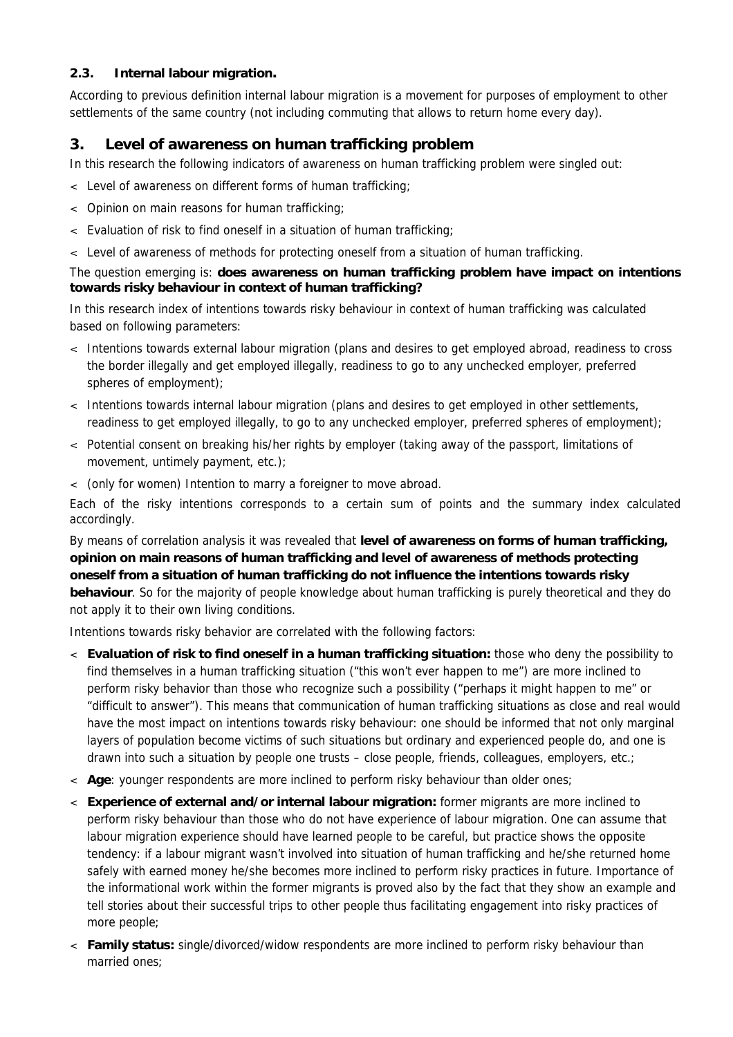### 2.3. Internal labour migration.

According to previous definition internal labour migration is a movement for purposes of employment to other settlements of the same country (not including commuting that allows to return home every day).

## 3. Level of awareness on human trafficking problem

In this research the following indicators of awareness on human trafficking problem were singled out:

- Level of awareness on different forms of human trafficking;
- Opinion on main reasons for human trafficking;
- Evaluation of risk to find oneself in a situation of human trafficking;
- Level of awareness of methods for protecting oneself from a situation of human trafficking.

The question emerging is: **does awareness on human trafficking problem have impact on intentions towards risky behaviour in context of human trafficking?**

In this research index of intentions towards risky behaviour in context of human trafficking was calculated based on following parameters:

- Intentions towards external labour migration (plans and desires to get employed abroad, readiness to cross the border illegally and get employed illegally, readiness to go to any unchecked employer, preferred spheres of employment);
- Intentions towards internal labour migration (plans and desires to get employed in other settlements, readiness to get employed illegally, to go to any unchecked employer, preferred spheres of employment);
- Potential consent on breaking his/her rights by employer (taking away of the passport, limitations of movement, untimely payment, etc.);
- (only for women) Intention to marry a foreigner to move abroad.

Each of the risky intentions corresponds to a certain sum of points and the summary index calculated accordingly.

By means of correlation analysis it was revealed that **level of awareness on forms of human trafficking, opinion on main reasons of human trafficking and level of awareness of methods protecting oneself from a situation of human trafficking do not influence the intentions towards risky behaviour**. So for the majority of people knowledge about human trafficking is purely theoretical and they do not apply it to their own living conditions.

Intentions towards risky behavior are correlated with the following factors:

- **Evaluation of risk to find oneself in a human trafficking situation:** those who deny the possibility to find themselves in a human trafficking situation ("this won't ever happen to me") are more inclined to perform risky behavior than those who recognize such a possibility ("perhaps it might happen to me" or "difficult to answer"). This means that communication of human trafficking situations as close and real would have the most impact on intentions towards risky behaviour: one should be informed that not only marginal layers of population become victims of such situations but ordinary and experienced people do, and one is drawn into such a situation by people one trusts – close people, friends, colleagues, employers, etc.;
- **Age**: younger respondents are more inclined to perform risky behaviour than older ones;
- **Experience of external and/or internal labour migration:** former migrants are more inclined to perform risky behaviour than those who do not have experience of labour migration. One can assume that labour migration experience should have learned people to be careful, but practice shows the opposite tendency: if a labour migrant wasn't involved into situation of human trafficking and he/she returned home safely with earned money he/she becomes more inclined to perform risky practices in future. Importance of the informational work within the former migrants is proved also by the fact that they show an example and tell stories about their successful trips to other people thus facilitating engagement into risky practices of more people;
- **Family status:** single/divorced/widow respondents are more inclined to perform risky behaviour than married ones;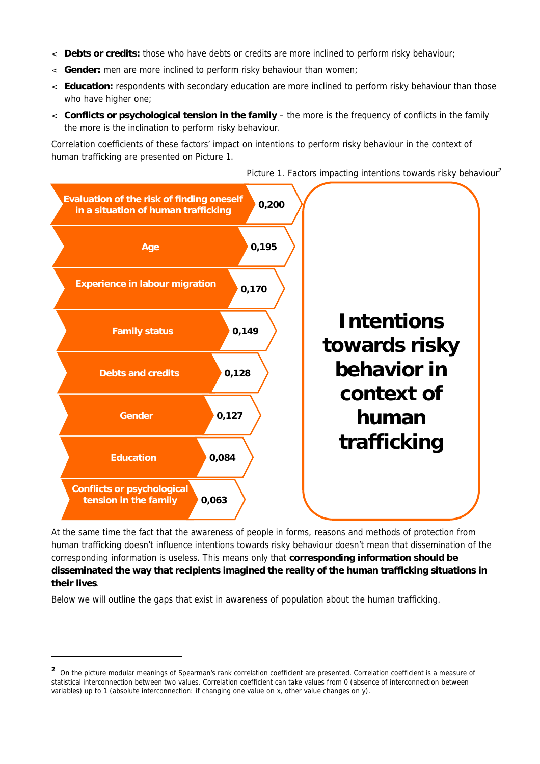- **Debts or credits:** those who have debts or credits are more inclined to perform risky behaviour;
- **Gender:** men are more inclined to perform risky behaviour than women;
- **Education:** respondents with secondary education are more inclined to perform risky behaviour than those who have higher one;
- **Conflicts or psychological tension in the family** – the more is the frequency of conflicts in the family the more is the inclination to perform risky behaviour.

Correlation coefficients of these factors' impact on intentions to perform risky behaviour in the context of human trafficking are presented on Picture 1.

Picture 1. Factors impacting intentions towards risky behaviour[2]

| Factor | Coefficient |
|---|---|
| Evaluation of the risk of finding oneself in a situation of human trafficking | 0,200 |
| Age | 0,195 |
| Experience in labour migration | 0,170 |
| Family status | 0,149 |
| Debts and credits | 0,128 |
| Gender | 0,127 |
| Education | 0,084 |
| Conflicts or psychological tension in the family | 0,063 |

**Intentions towards risky behavior in context of human trafficking**

At the same time the fact that the awareness of people in forms, reasons and methods of protection from human trafficking doesn't influence intentions towards risky behaviour doesn't mean that dissemination of the corresponding information is useless. This means only that **corresponding information should be disseminated the way that recipients imagined the reality of the human trafficking situations in their lives**.

Below we will outline the gaps that exist in awareness of population about the human trafficking.

---

[2] On the picture modular meanings of Spearman's rank correlation coefficient are presented. Correlation coefficient is a measure of statistical interconnection between two values. Correlation coefficient can take values from 0 (absence of interconnection between variables) up to 1 (absolute interconnection: if changing one value on x, other value changes on y).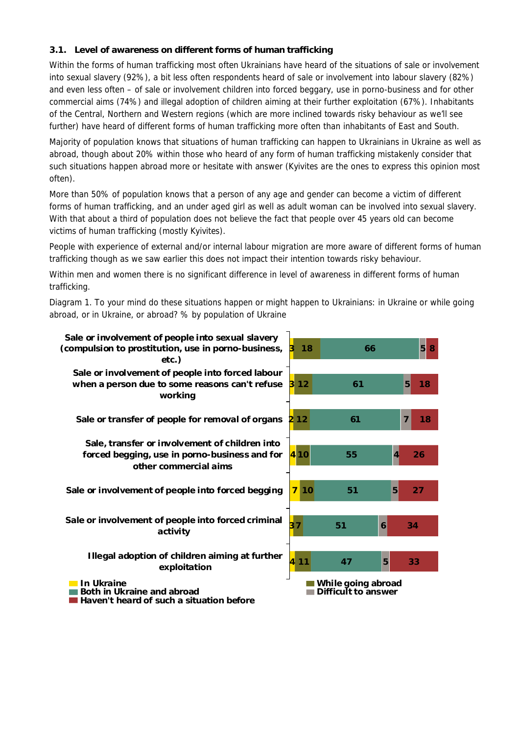### 3.1. Level of awareness on different forms of human trafficking

Within the forms of human trafficking most often Ukrainians have heard of the situations of sale or involvement into sexual slavery (92%), a bit less often respondents heard of sale or involvement into labour slavery (82%) and even less often – of sale or involvement children into forced beggary, use in porno-business and for other commercial aims (74%) and illegal adoption of children aiming at their further exploitation (67%). Inhabitants of the Central, Northern and Western regions (which are more inclined towards risky behaviour as we'll see further) have heard of different forms of human trafficking more often than inhabitants of East and South.

Majority of population knows that situations of human trafficking can happen to Ukrainians in Ukraine as well as abroad, though about 20% within those who heard of any form of human trafficking mistakenly consider that such situations happen abroad more or hesitate with answer (Kyivites are the ones to express this opinion most often).

More than 50% of population knows that a person of any age and gender can become a victim of different forms of human trafficking, and an under aged girl as well as adult woman can be involved into sexual slavery. With that about a third of population does not believe the fact that people over 45 years old can become victims of human trafficking (mostly Kyivites).

People with experience of external and/or internal labour migration are more aware of different forms of human trafficking though as we saw earlier this does not impact their intention towards risky behaviour.

Within men and women there is no significant difference in level of awareness in different forms of human trafficking.

Diagram 1. To your mind do these situations happen or might happen to Ukrainians: in Ukraine or while going abroad, or in Ukraine, or abroad? % by population of Ukraine

| | In Ukraine | While going abroad | Both in Ukraine and abroad | Difficult to answer | Haven't heard of such a situation before |
|---|---|---|---|---|---|
| Sale or involvement of people into sexual slavery (compulsion to prostitution, use in porno-business, etc.) | 3 | 18 | 66 | 5 | 8 |
| Sale or involvement of people into forced labour when a person due to some reasons can't refuse working | 3 | 12 | 61 | 5 | 18 |
| Sale or transfer of people for removal of organs | 2 | 12 | 61 | 7 | 18 |
| Sale, transfer or involvement of children into forced begging, use in porno-business and for other commercial aims | 4 | 10 | 55 | 4 | 26 |
| Sale or involvement of people into forced begging | 7 | 10 | 51 | 5 | 27 |
| Sale or involvement of people into forced criminal activity | 3 | 7 | 51 | 6 | 34 |
| Illegal adoption of children aiming at further exploitation | 4 | 11 | 47 | 5 | 33 |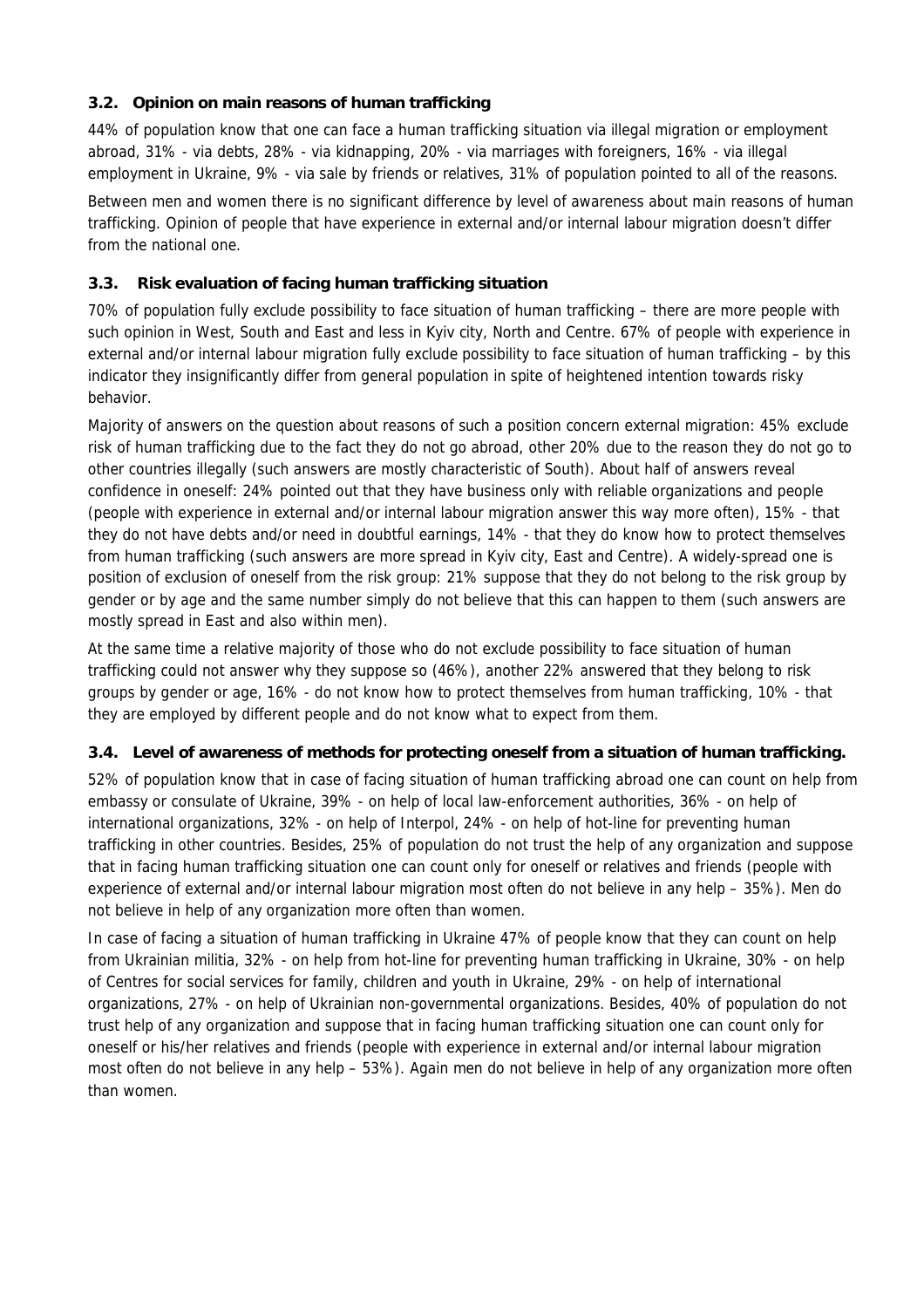### 3.2. Opinion on main reasons of human trafficking

44% of population know that one can face a human trafficking situation via illegal migration or employment abroad, 31% - via debts, 28% - via kidnapping, 20% - via marriages with foreigners, 16% - via illegal employment in Ukraine, 9% - via sale by friends or relatives, 31% of population pointed to all of the reasons.

Between men and women there is no significant difference by level of awareness about main reasons of human trafficking. Opinion of people that have experience in external and/or internal labour migration doesn't differ from the national one.

### 3.3. Risk evaluation of facing human trafficking situation

70% of population fully exclude possibility to face situation of human trafficking – there are more people with such opinion in West, South and East and less in Kyiv city, North and Centre. 67% of people with experience in external and/or internal labour migration fully exclude possibility to face situation of human trafficking – by this indicator they insignificantly differ from general population in spite of heightened intention towards risky behavior.

Majority of answers on the question about reasons of such a position concern external migration: 45% exclude risk of human trafficking due to the fact they do not go abroad, other 20% due to the reason they do not go to other countries illegally (such answers are mostly characteristic of South). About half of answers reveal confidence in oneself: 24% pointed out that they have business only with reliable organizations and people (people with experience in external and/or internal labour migration answer this way more often), 15% - that they do not have debts and/or need in doubtful earnings, 14% - that they do know how to protect themselves from human trafficking (such answers are more spread in Kyiv city, East and Centre). A widely-spread one is position of exclusion of oneself from the risk group: 21% suppose that they do not belong to the risk group by gender or by age and the same number simply do not believe that this can happen to them (such answers are mostly spread in East and also within men).

At the same time a relative majority of those who do not exclude possibility to face situation of human trafficking could not answer why they suppose so (46%), another 22% answered that they belong to risk groups by gender or age, 16% - do not know how to protect themselves from human trafficking, 10% - that they are employed by different people and do not know what to expect from them.

### 3.4. Level of awareness of methods for protecting oneself from a situation of human trafficking.

52% of population know that in case of facing situation of human trafficking abroad one can count on help from embassy or consulate of Ukraine, 39% - on help of local law-enforcement authorities, 36% - on help of international organizations, 32% - on help of Interpol, 24% - on help of hot-line for preventing human trafficking in other countries. Besides, 25% of population do not trust the help of any organization and suppose that in facing human trafficking situation one can count only for oneself or relatives and friends (people with experience of external and/or internal labour migration most often do not believe in any help – 35%). Men do not believe in help of any organization more often than women.

In case of facing a situation of human trafficking in Ukraine 47% of people know that they can count on help from Ukrainian militia, 32% - on help from hot-line for preventing human trafficking in Ukraine, 30% - on help of Centres for social services for family, children and youth in Ukraine, 29% - on help of international organizations, 27% - on help of Ukrainian non-governmental organizations. Besides, 40% of population do not trust help of any organization and suppose that in facing human trafficking situation one can count only for oneself or his/her relatives and friends (people with experience in external and/or internal labour migration most often do not believe in any help – 53%). Again men do not believe in help of any organization more often than women.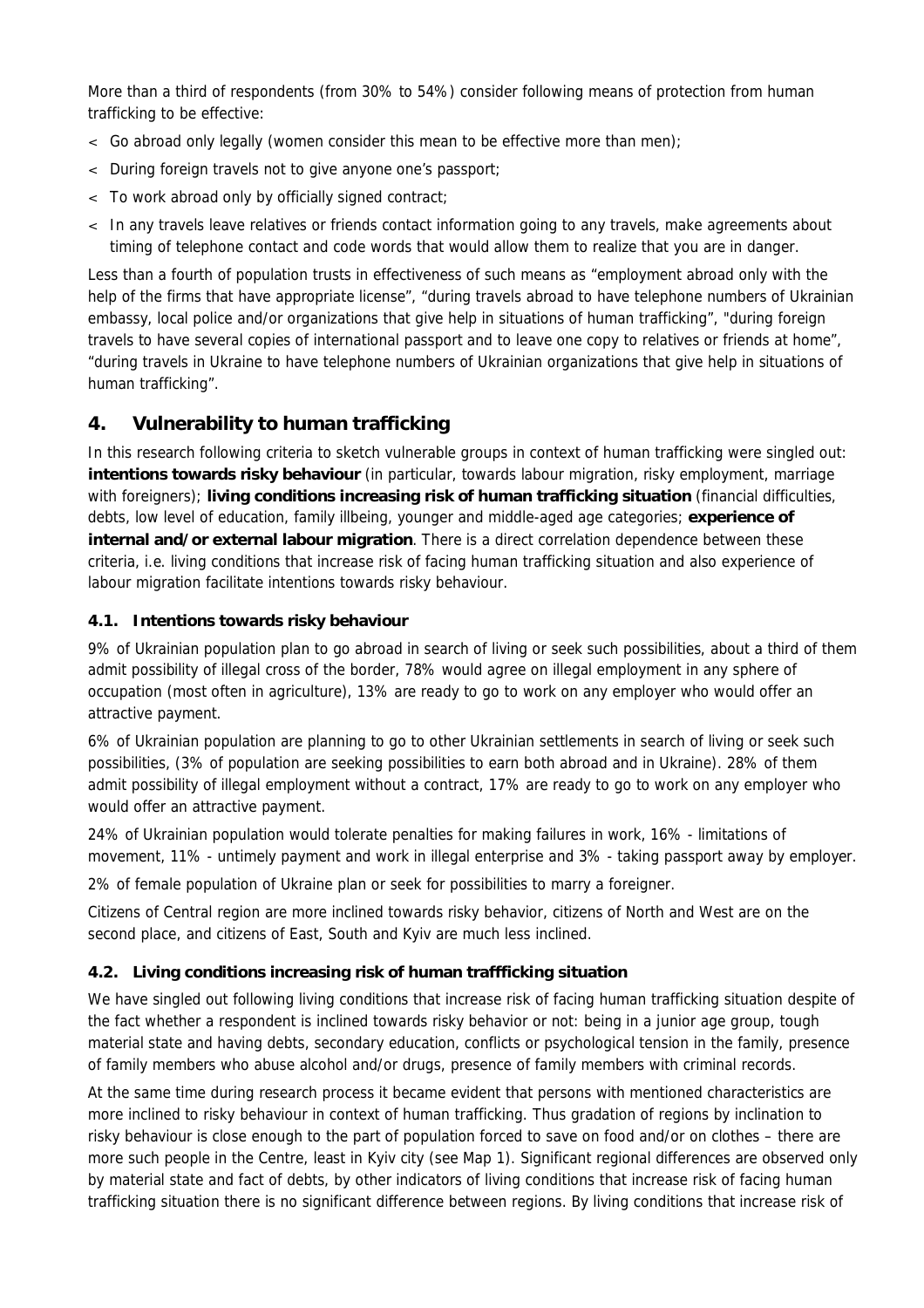More than a third of respondents (from 30% to 54%) consider following means of protection from human trafficking to be effective:

- Go abroad only legally (women consider this mean to be effective more than men);
- During foreign travels not to give anyone one's passport;
- To work abroad only by officially signed contract;
- In any travels leave relatives or friends contact information going to any travels, make agreements about timing of telephone contact and code words that would allow them to realize that you are in danger.

Less than a fourth of population trusts in effectiveness of such means as "employment abroad only with the help of the firms that have appropriate license", "during travels abroad to have telephone numbers of Ukrainian embassy, local police and/or organizations that give help in situations of human trafficking", "during foreign travels to have several copies of international passport and to leave one copy to relatives or friends at home", "during travels in Ukraine to have telephone numbers of Ukrainian organizations that give help in situations of human trafficking".

## 4. Vulnerability to human trafficking

In this research following criteria to sketch vulnerable groups in context of human trafficking were singled out: **intentions towards risky behaviour** (in particular, towards labour migration, risky employment, marriage with foreigners); **living conditions increasing risk of human trafficking situation** (financial difficulties, debts, low level of education, family illbeing, younger and middle-aged age categories; **experience of internal and/or external labour migration**. There is a direct correlation dependence between these criteria, i.e. living conditions that increase risk of facing human trafficking situation and also experience of labour migration facilitate intentions towards risky behaviour.

### 4.1. Intentions towards risky behaviour

9% of Ukrainian population plan to go abroad in search of living or seek such possibilities, about a third of them admit possibility of illegal cross of the border, 78% would agree on illegal employment in any sphere of occupation (most often in agriculture), 13% are ready to go to work on any employer who would offer an attractive payment.

6% of Ukrainian population are planning to go to other Ukrainian settlements in search of living or seek such possibilities, (3% of population are seeking possibilities to earn both abroad and in Ukraine). 28% of them admit possibility of illegal employment without a contract, 17% are ready to go to work on any employer who would offer an attractive payment.

24% of Ukrainian population would tolerate penalties for making failures in work, 16% - limitations of movement, 11% - untimely payment and work in illegal enterprise and 3% - taking passport away by employer.

2% of female population of Ukraine plan or seek for possibilities to marry a foreigner.

Citizens of Central region are more inclined towards risky behavior, citizens of North and West are on the second place, and citizens of East, South and Kyiv are much less inclined.

### 4.2. Living conditions increasing risk of human traffficking situation

We have singled out following living conditions that increase risk of facing human trafficking situation despite of the fact whether a respondent is inclined towards risky behavior or not: being in a junior age group, tough material state and having debts, secondary education, conflicts or psychological tension in the family, presence of family members who abuse alcohol and/or drugs, presence of family members with criminal records.

At the same time during research process it became evident that persons with mentioned characteristics are more inclined to risky behaviour in context of human trafficking. Thus gradation of regions by inclination to risky behaviour is close enough to the part of population forced to save on food and/or on clothes – there are more such people in the Centre, least in Kyiv city (see Map 1). Significant regional differences are observed only by material state and fact of debts, by other indicators of living conditions that increase risk of facing human trafficking situation there is no significant difference between regions. By living conditions that increase risk of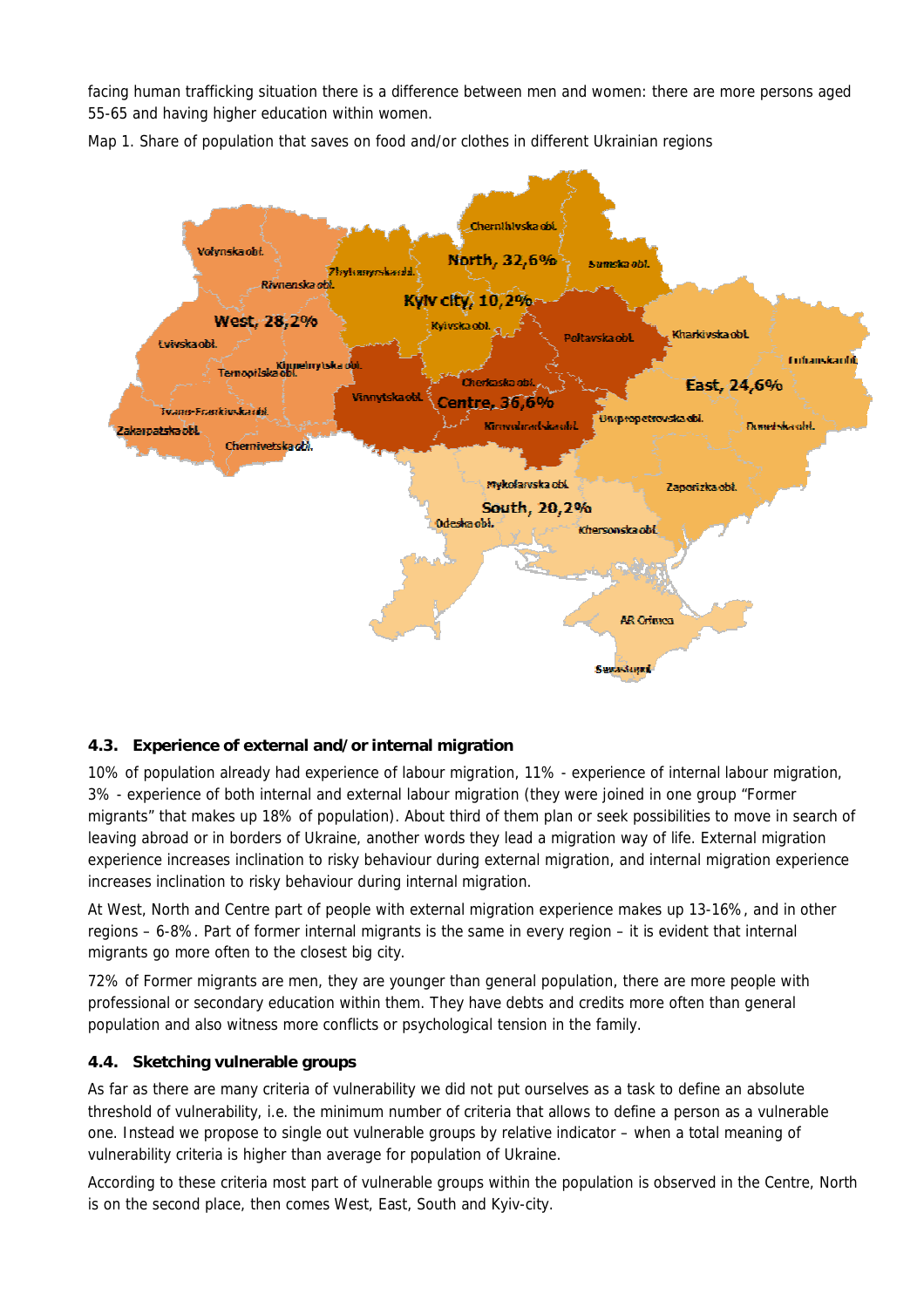facing human trafficking situation there is a difference between men and women: there are more persons aged 55-65 and having higher education within women.

Map 1. Share of population that saves on food and/or clothes in different Ukrainian regions

### 4.3. Experience of external and/or internal migration

10% of population already had experience of labour migration, 11% - experience of internal labour migration, 3% - experience of both internal and external labour migration (they were joined in one group "Former migrants" that makes up 18% of population). About third of them plan or seek possibilities to move in search of leaving abroad or in borders of Ukraine, another words they lead a migration way of life. External migration experience increases inclination to risky behaviour during external migration, and internal migration experience increases inclination to risky behaviour during internal migration.

At West, North and Centre part of people with external migration experience makes up 13-16%, and in other regions – 6-8%. Part of former internal migrants is the same in every region – it is evident that internal migrants go more often to the closest big city.

72% of Former migrants are men, they are younger than general population, there are more people with professional or secondary education within them. They have debts and credits more often than general population and also witness more conflicts or psychological tension in the family.

### 4.4. Sketching vulnerable groups

As far as there are many criteria of vulnerability we did not put ourselves as a task to define an absolute threshold of vulnerability, i.e. the minimum number of criteria that allows to define a person as a vulnerable one. Instead we propose to single out vulnerable groups by relative indicator – when a total meaning of vulnerability criteria is higher than average for population of Ukraine.

According to these criteria most part of vulnerable groups within the population is observed in the Centre, North is on the second place, then comes West, East, South and Kyiv-city.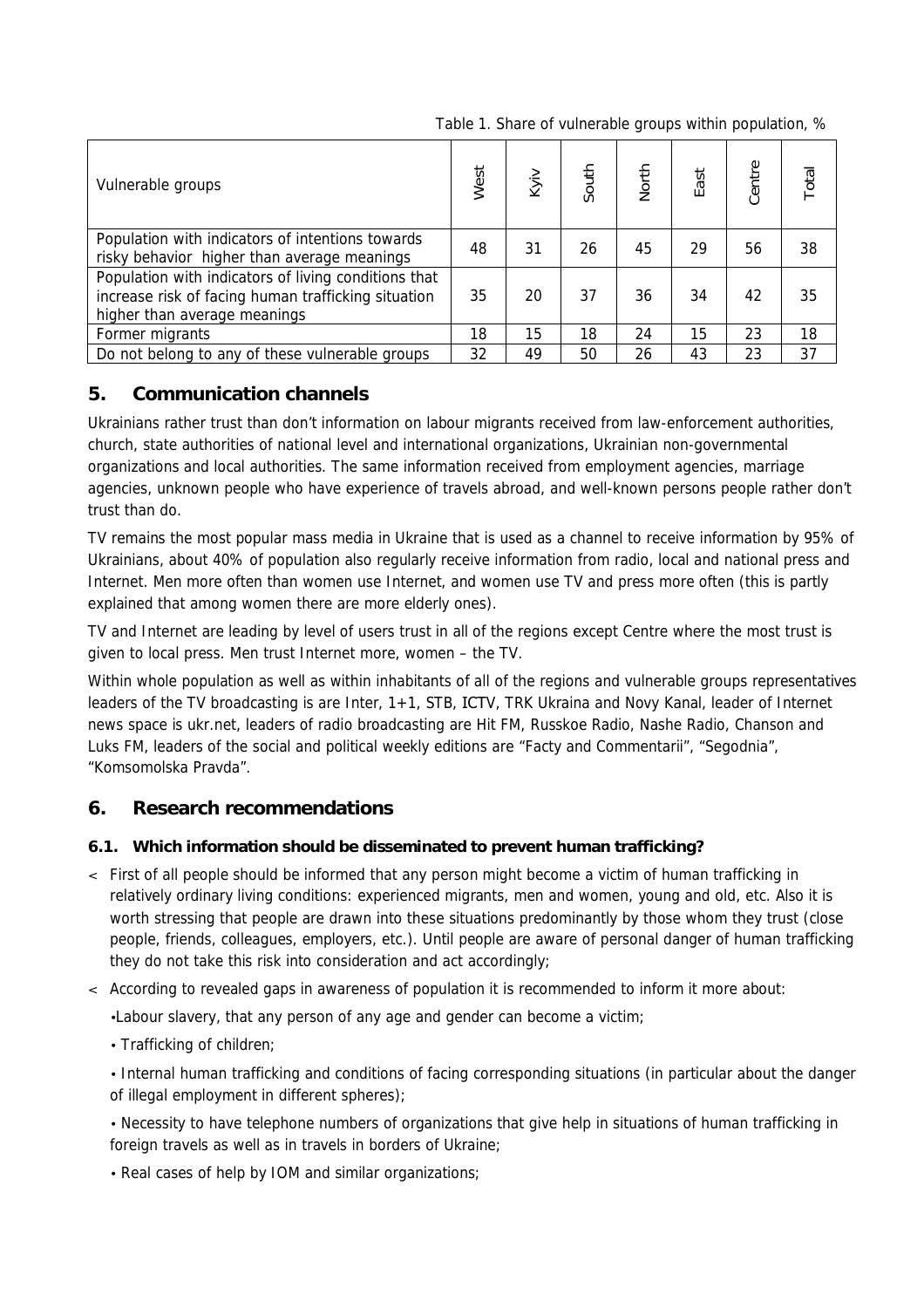Table 1. Share of vulnerable groups within population, %

| Vulnerable groups | West | Kyiv | South | North | East | Centre | Total |
|---|---|---|---|---|---|---|---|
| Population with indicators of intentions towards risky behavior higher than average meanings | 48 | 31 | 26 | 45 | 29 | 56 | 38 |
| Population with indicators of living conditions that increase risk of facing human trafficking situation higher than average meanings | 35 | 20 | 37 | 36 | 34 | 42 | 35 |
| Former migrants | 18 | 15 | 18 | 24 | 15 | 23 | 18 |
| Do not belong to any of these vulnerable groups | 32 | 49 | 50 | 26 | 43 | 23 | 37 |

## 5. Communication channels

Ukrainians rather trust than don't information on labour migrants received from law-enforcement authorities, church, state authorities of national level and international organizations, Ukrainian non-governmental organizations and local authorities. The same information received from employment agencies, marriage agencies, unknown people who have experience of travels abroad, and well-known persons people rather don't trust than do.

TV remains the most popular mass media in Ukraine that is used as a channel to receive information by 95% of Ukrainians, about 40% of population also regularly receive information from radio, local and national press and Internet. Men more often than women use Internet, and women use TV and press more often (this is partly explained that among women there are more elderly ones).

TV and Internet are leading by level of users trust in all of the regions except Centre where the most trust is given to local press. Men trust Internet more, women – the TV.

Within whole population as well as within inhabitants of all of the regions and vulnerable groups representatives leaders of the TV broadcasting is are Inter, 1+1, STB, ICTV, TRK Ukraina and Novy Kanal, leader of Internet news space is ukr.net, leaders of radio broadcasting are Hit FM, Russkoe Radio, Nashe Radio, Chanson and Luks FM, leaders of the social and political weekly editions are "Facty and Commentarii", "Segodnia", "Komsomolska Pravda".

## 6. Research recommendations

### 6.1. Which information should be disseminated to prevent human trafficking?

- First of all people should be informed that any person might become a victim of human trafficking in relatively ordinary living conditions: experienced migrants, men and women, young and old, etc. Also it is worth stressing that people are drawn into these situations predominantly by those whom they trust (close people, friends, colleagues, employers, etc.). Until people are aware of personal danger of human trafficking they do not take this risk into consideration and act accordingly;
- According to revealed gaps in awareness of population it is recommended to inform it more about:
  - Labour slavery, that any person of any age and gender can become a victim;
  - Trafficking of children;
  - Internal human trafficking and conditions of facing corresponding situations (in particular about the danger of illegal employment in different spheres);
  - Necessity to have telephone numbers of organizations that give help in situations of human trafficking in foreign travels as well as in travels in borders of Ukraine;
  - Real cases of help by IOM and similar organizations;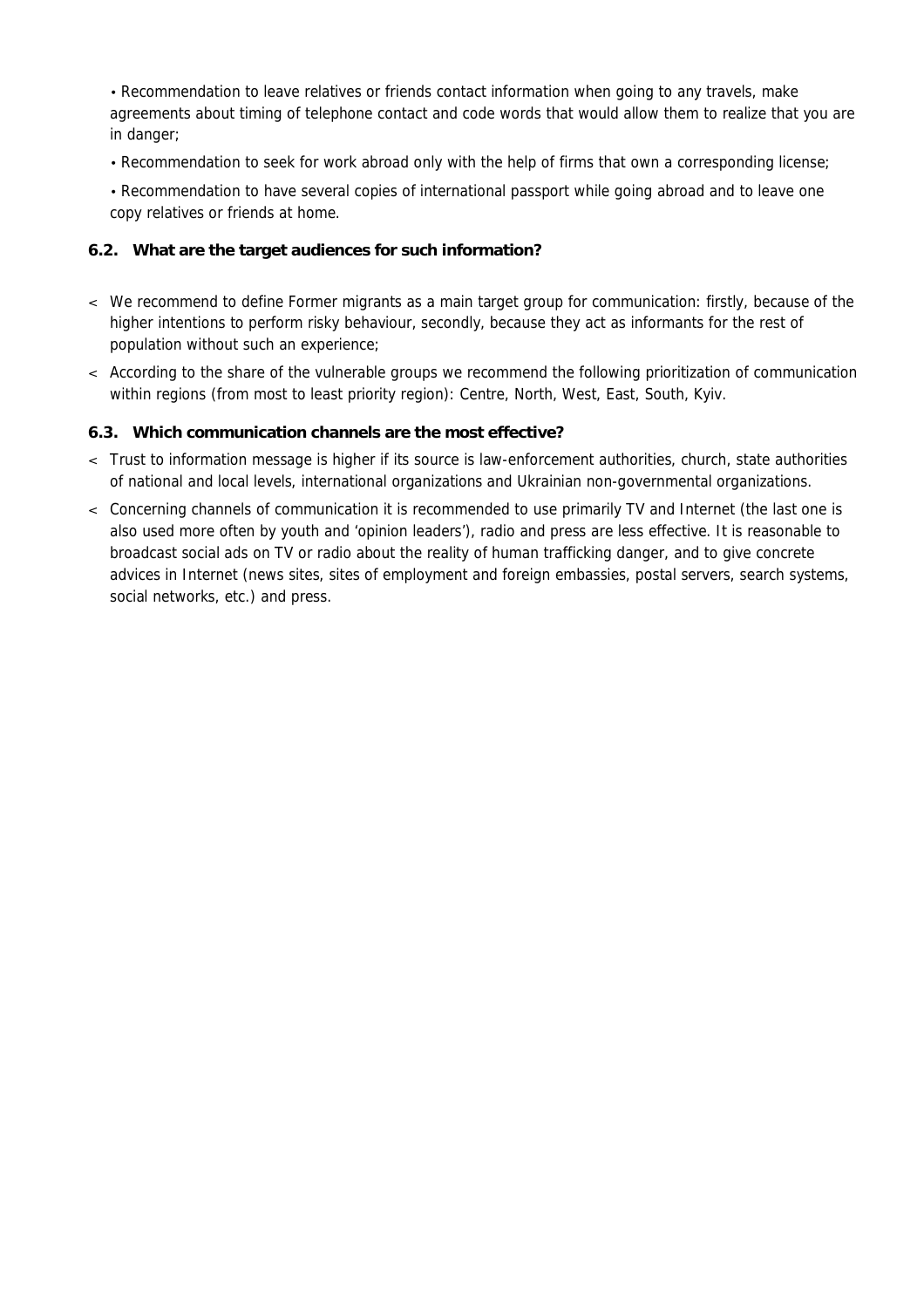- Recommendation to leave relatives or friends contact information when going to any travels, make agreements about timing of telephone contact and code words that would allow them to realize that you are in danger;
- Recommendation to seek for work abroad only with the help of firms that own a corresponding license;
- Recommendation to have several copies of international passport while going abroad and to leave one copy relatives or friends at home.

### 6.2. What are the target audiences for such information?

- We recommend to define Former migrants as a main target group for communication: firstly, because of the higher intentions to perform risky behaviour, secondly, because they act as informants for the rest of population without such an experience;
- According to the share of the vulnerable groups we recommend the following prioritization of communication within regions (from most to least priority region): Centre, North, West, East, South, Kyiv.

### 6.3. Which communication channels are the most effective?

- Trust to information message is higher if its source is law-enforcement authorities, church, state authorities of national and local levels, international organizations and Ukrainian non-governmental organizations.
- Concerning channels of communication it is recommended to use primarily TV and Internet (the last one is also used more often by youth and 'opinion leaders'), radio and press are less effective. It is reasonable to broadcast social ads on TV or radio about the reality of human trafficking danger, and to give concrete advices in Internet (news sites, sites of employment and foreign embassies, postal servers, search systems, social networks, etc.) and press.